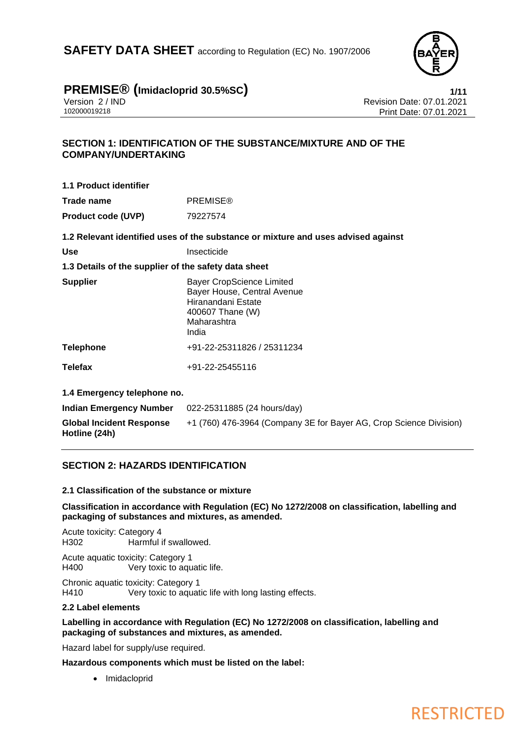# SAFETY DATA SHEET according to Regulation (EC) No. 1907/2006

## PREMISE® (Imidacloprid 30.5%SC)

Version 2 / IND
102000019218

Revision Date: 07.01.2021
Print Date: 07.01.2021

## SECTION 1: IDENTIFICATION OF THE SUBSTANCE/MIXTURE AND OF THE COMPANY/UNDERTAKING

**1.1 Product identifier**

| | |
|---|---|
| **Trade name** | PREMISE® |
| **Product code (UVP)** | 79227574 |

**1.2 Relevant identified uses of the substance or mixture and uses advised against**

| | |
|---|---|
| **Use** | Insecticide |

**1.3 Details of the supplier of the safety data sheet**

| | |
|---|---|
| **Supplier** | Bayer CropScience Limited<br>Bayer House, Central Avenue<br>Hiranandani Estate<br>400607 Thane (W)<br>Maharashtra<br>India |
| **Telephone** | +91-22-25311826 / 25311234 |
| **Telefax** | +91-22-25455116 |

**1.4 Emergency telephone no.**

| | |
|---|---|
| **Indian Emergency Number** | 022-25311885 (24 hours/day) |
| **Global Incident Response Hotline (24h)** | +1 (760) 476-3964 (Company 3E for Bayer AG, Crop Science Division) |

## SECTION 2: HAZARDS IDENTIFICATION

**2.1 Classification of the substance or mixture**

**Classification in accordance with Regulation (EC) No 1272/2008 on classification, labelling and packaging of substances and mixtures, as amended.**

Acute toxicity: Category 4
H302 Harmful if swallowed.

Acute aquatic toxicity: Category 1
H400 Very toxic to aquatic life.

Chronic aquatic toxicity: Category 1
H410 Very toxic to aquatic life with long lasting effects.

**2.2 Label elements**

**Labelling in accordance with Regulation (EC) No 1272/2008 on classification, labelling and packaging of substances and mixtures, as amended.**

Hazard label for supply/use required.

**Hazardous components which must be listed on the label:**

- Imidacloprid

RESTRICTED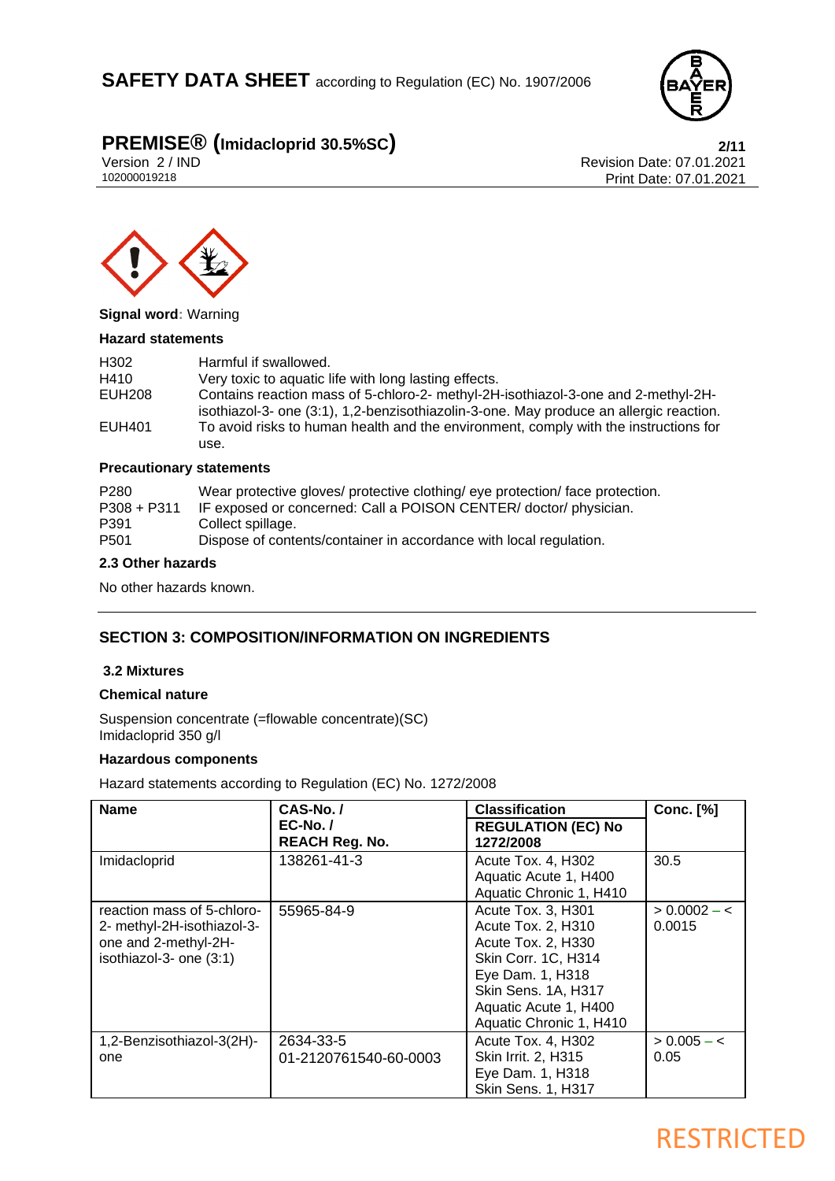**Signal word**: Warning

**Hazard statements**

| | |
|---|---|
| H302 | Harmful if swallowed. |
| H410 | Very toxic to aquatic life with long lasting effects. |
| EUH208 | Contains reaction mass of 5-chloro-2- methyl-2H-isothiazol-3-one and 2-methyl-2H-isothiazol-3- one (3:1), 1,2-benzisothiazolin-3-one. May produce an allergic reaction. |
| EUH401 | To avoid risks to human health and the environment, comply with the instructions for use. |

**Precautionary statements**

| | |
|---|---|
| P280 | Wear protective gloves/ protective clothing/ eye protection/ face protection. |
| P308 + P311 | IF exposed or concerned: Call a POISON CENTER/ doctor/ physician. |
| P391 | Collect spillage. |
| P501 | Dispose of contents/container in accordance with local regulation. |

**2.3 Other hazards**

No other hazards known.

## SECTION 3: COMPOSITION/INFORMATION ON INGREDIENTS

**3.2 Mixtures**

**Chemical nature**

Suspension concentrate (=flowable concentrate)(SC)
Imidacloprid 350 g/l

**Hazardous components**

Hazard statements according to Regulation (EC) No. 1272/2008

| Name | CAS-No. / EC-No. / REACH Reg. No. | Classification REGULATION (EC) No 1272/2008 | Conc. [%] |
|---|---|---|---|
| Imidacloprid | 138261-41-3 | Acute Tox. 4, H302<br>Aquatic Acute 1, H400<br>Aquatic Chronic 1, H410 | 30.5 |
| reaction mass of 5-chloro-2- methyl-2H-isothiazol-3-one and 2-methyl-2H-isothiazol-3- one (3:1) | 55965-84-9 | Acute Tox. 3, H301<br>Acute Tox. 2, H310<br>Acute Tox. 2, H330<br>Skin Corr. 1C, H314<br>Eye Dam. 1, H318<br>Skin Sens. 1A, H317<br>Aquatic Acute 1, H400<br>Aquatic Chronic 1, H410 | > 0.0002 – < 0.0015 |
| 1,2-Benzisothiazol-3(2H)-one | 2634-33-5<br>01-2120761540-60-0003 | Acute Tox. 4, H302<br>Skin Irrit. 2, H315<br>Eye Dam. 1, H318<br>Skin Sens. 1, H317 | > 0.005 – < 0.05 |

RESTRICTED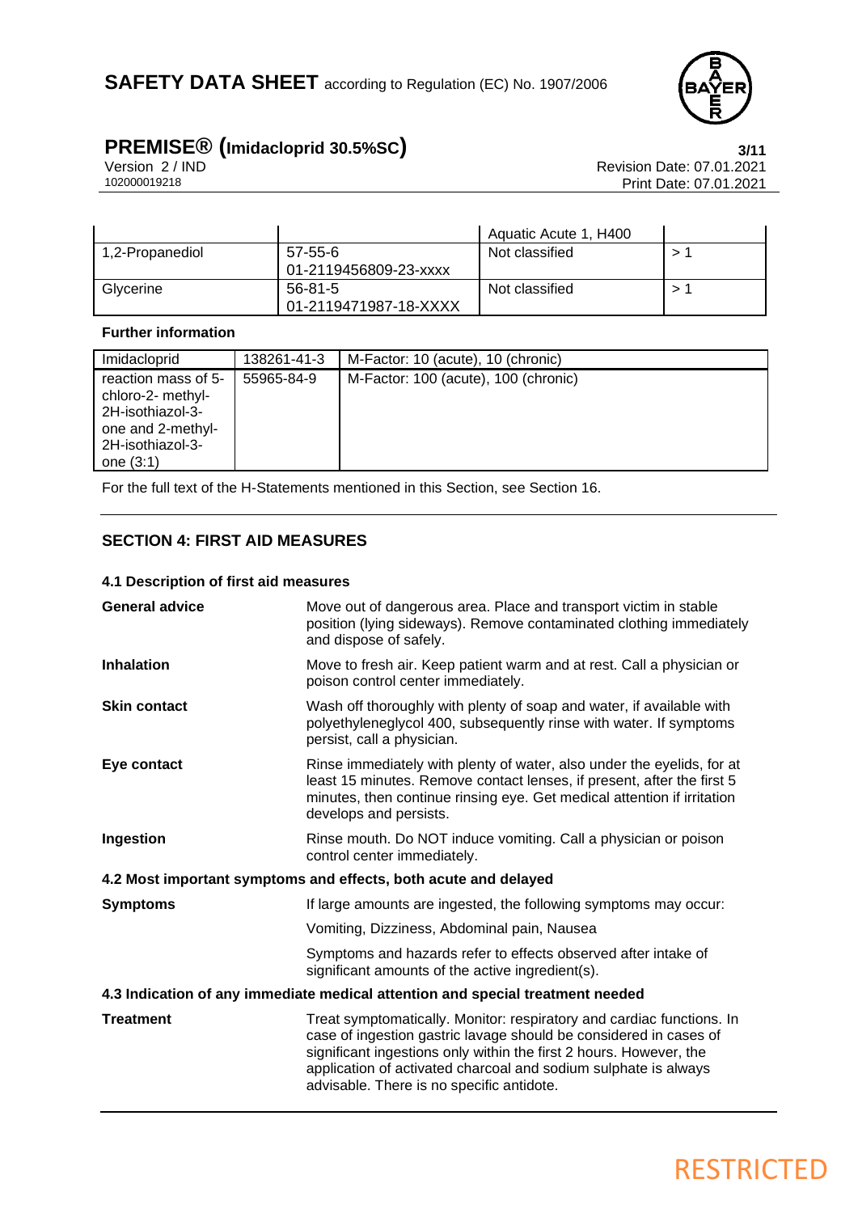| | | Aquatic Acute 1, H400 | |
|---|---|---|---|
| 1,2-Propanediol | 57-55-6<br>01-2119456809-23-xxxx | Not classified | > 1 |
| Glycerine | 56-81-5<br>01-2119471987-18-XXXX | Not classified | > 1 |

**Further information**

| Imidacloprid | 138261-41-3 | M-Factor: 10 (acute), 10 (chronic) |
|---|---|---|
| reaction mass of 5-chloro-2- methyl-2H-isothiazol-3-one and 2-methyl-2H-isothiazol-3-one (3:1) | 55965-84-9 | M-Factor: 100 (acute), 100 (chronic) |

For the full text of the H-Statements mentioned in this Section, see Section 16.

## SECTION 4: FIRST AID MEASURES

### 4.1 Description of first aid measures

**General advice**
Move out of dangerous area. Place and transport victim in stable position (lying sideways). Remove contaminated clothing immediately and dispose of safely.

**Inhalation**
Move to fresh air. Keep patient warm and at rest. Call a physician or poison control center immediately.

**Skin contact**
Wash off thoroughly with plenty of soap and water, if available with polyethyleneglycol 400, subsequently rinse with water. If symptoms persist, call a physician.

**Eye contact**
Rinse immediately with plenty of water, also under the eyelids, for at least 15 minutes. Remove contact lenses, if present, after the first 5 minutes, then continue rinsing eye. Get medical attention if irritation develops and persists.

**Ingestion**
Rinse mouth. Do NOT induce vomiting. Call a physician or poison control center immediately.

### 4.2 Most important symptoms and effects, both acute and delayed

**Symptoms**
If large amounts are ingested, the following symptoms may occur:

Vomiting, Dizziness, Abdominal pain, Nausea

Symptoms and hazards refer to effects observed after intake of significant amounts of the active ingredient(s).

### 4.3 Indication of any immediate medical attention and special treatment needed

**Treatment**
Treat symptomatically. Monitor: respiratory and cardiac functions. In case of ingestion gastric lavage should be considered in cases of significant ingestions only within the first 2 hours. However, the application of activated charcoal and sodium sulphate is always advisable. There is no specific antidote.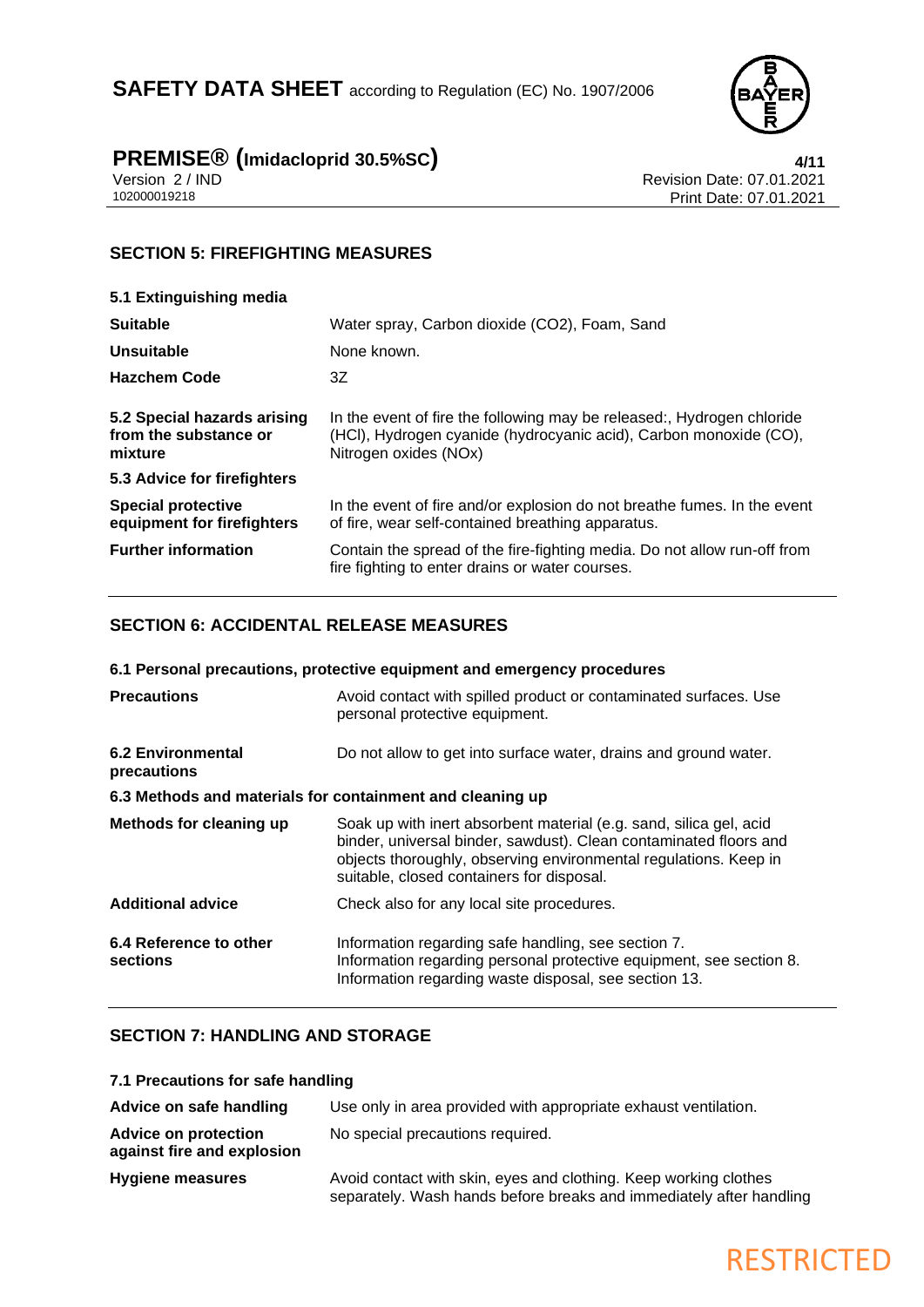## SECTION 5: FIREFIGHTING MEASURES

**5.1 Extinguishing media**

| | |
|---|---|
| **Suitable** | Water spray, Carbon dioxide ($CO_2$), Foam, Sand |
| **Unsuitable** | None known. |
| **Hazchem Code** | 3Z |
| **5.2 Special hazards arising from the substance or mixture** | In the event of fire the following may be released:, Hydrogen chloride (HCl), Hydrogen cyanide (hydrocyanic acid), Carbon monoxide (CO), Nitrogen oxides (NOx) |

**5.3 Advice for firefighters**

| | |
|---|---|
| **Special protective equipment for firefighters** | In the event of fire and/or explosion do not breathe fumes. In the event of fire, wear self-contained breathing apparatus. |
| **Further information** | Contain the spread of the fire-fighting media. Do not allow run-off from fire fighting to enter drains or water courses. |

## SECTION 6: ACCIDENTAL RELEASE MEASURES

**6.1 Personal precautions, protective equipment and emergency procedures**

| | |
|---|---|
| **Precautions** | Avoid contact with spilled product or contaminated surfaces. Use personal protective equipment. |
| **6.2 Environmental precautions** | Do not allow to get into surface water, drains and ground water. |

**6.3 Methods and materials for containment and cleaning up**

| | |
|---|---|
| **Methods for cleaning up** | Soak up with inert absorbent material (e.g. sand, silica gel, acid binder, universal binder, sawdust). Clean contaminated floors and objects thoroughly, observing environmental regulations. Keep in suitable, closed containers for disposal. |
| **Additional advice** | Check also for any local site procedures. |
| **6.4 Reference to other sections** | Information regarding safe handling, see section 7. Information regarding personal protective equipment, see section 8. Information regarding waste disposal, see section 13. |

## SECTION 7: HANDLING AND STORAGE

**7.1 Precautions for safe handling**

| | |
|---|---|
| **Advice on safe handling** | Use only in area provided with appropriate exhaust ventilation. |
| **Advice on protection against fire and explosion** | No special precautions required. |
| **Hygiene measures** | Avoid contact with skin, eyes and clothing. Keep working clothes separately. Wash hands before breaks and immediately after handling |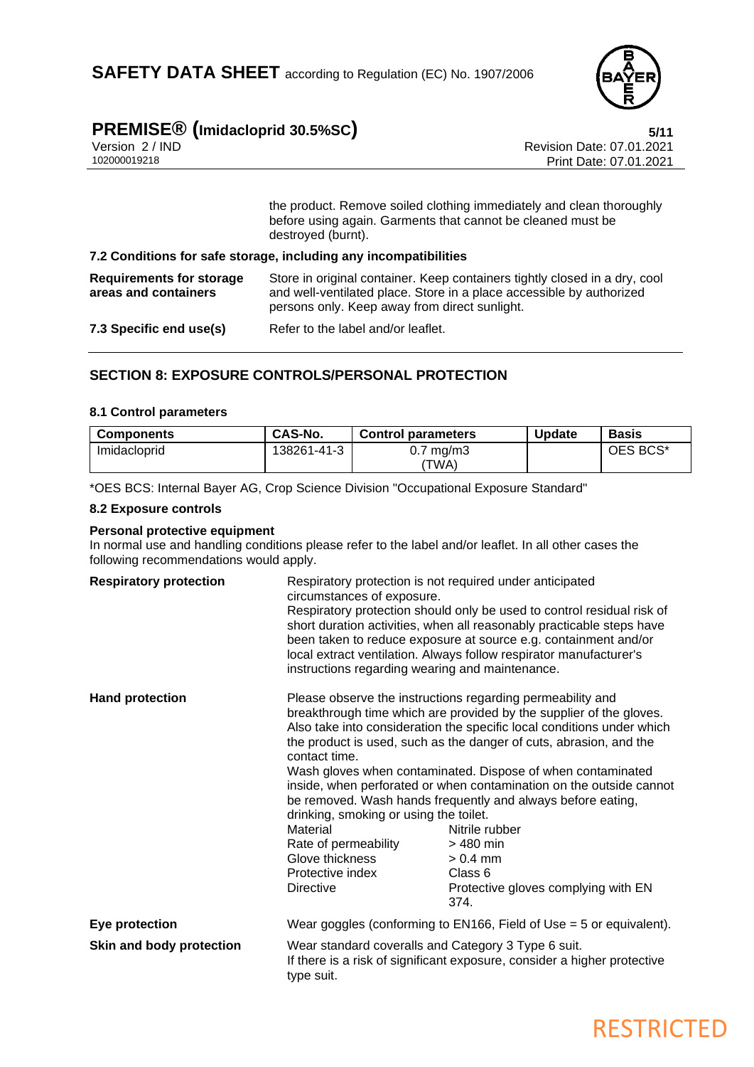the product. Remove soiled clothing immediately and clean thoroughly before using again. Garments that cannot be cleaned must be destroyed (burnt).

**7.2 Conditions for safe storage, including any incompatibilities**

**Requirements for storage areas and containers**
Store in original container. Keep containers tightly closed in a dry, cool and well-ventilated place. Store in a place accessible by authorized persons only. Keep away from direct sunlight.

**7.3 Specific end use(s)**
Refer to the label and/or leaflet.

## SECTION 8: EXPOSURE CONTROLS/PERSONAL PROTECTION

### 8.1 Control parameters

| Components | CAS-No. | Control parameters | Update | Basis |
|---|---|---|---|---|
| Imidacloprid | 138261-41-3 | 0.7 mg/m3 (TWA) | | OES BCS* |

*OES BCS: Internal Bayer AG, Crop Science Division "Occupational Exposure Standard"

### 8.2 Exposure controls

**Personal protective equipment**

In normal use and handling conditions please refer to the label and/or leaflet. In all other cases the following recommendations would apply.

**Respiratory protection**
Respiratory protection is not required under anticipated circumstances of exposure.
Respiratory protection should only be used to control residual risk of short duration activities, when all reasonably practicable steps have been taken to reduce exposure at source e.g. containment and/or local extract ventilation. Always follow respirator manufacturer's instructions regarding wearing and maintenance.

**Hand protection**
Please observe the instructions regarding permeability and breakthrough time which are provided by the supplier of the gloves. Also take into consideration the specific local conditions under which the product is used, such as the danger of cuts, abrasion, and the contact time.
Wash gloves when contaminated. Dispose of when contaminated inside, when perforated or when contamination on the outside cannot be removed. Wash hands frequently and always before eating, drinking, smoking or using the toilet.

| | |
|---|---|
| Material | Nitrile rubber |
| Rate of permeability | > 480 min |
| Glove thickness | > 0.4 mm |
| Protective index | Class 6 |
| Directive | Protective gloves complying with EN 374. |

**Eye protection**
Wear goggles (conforming to EN166, Field of Use = 5 or equivalent).

**Skin and body protection**
Wear standard coveralls and Category 3 Type 6 suit.
If there is a risk of significant exposure, consider a higher protective type suit.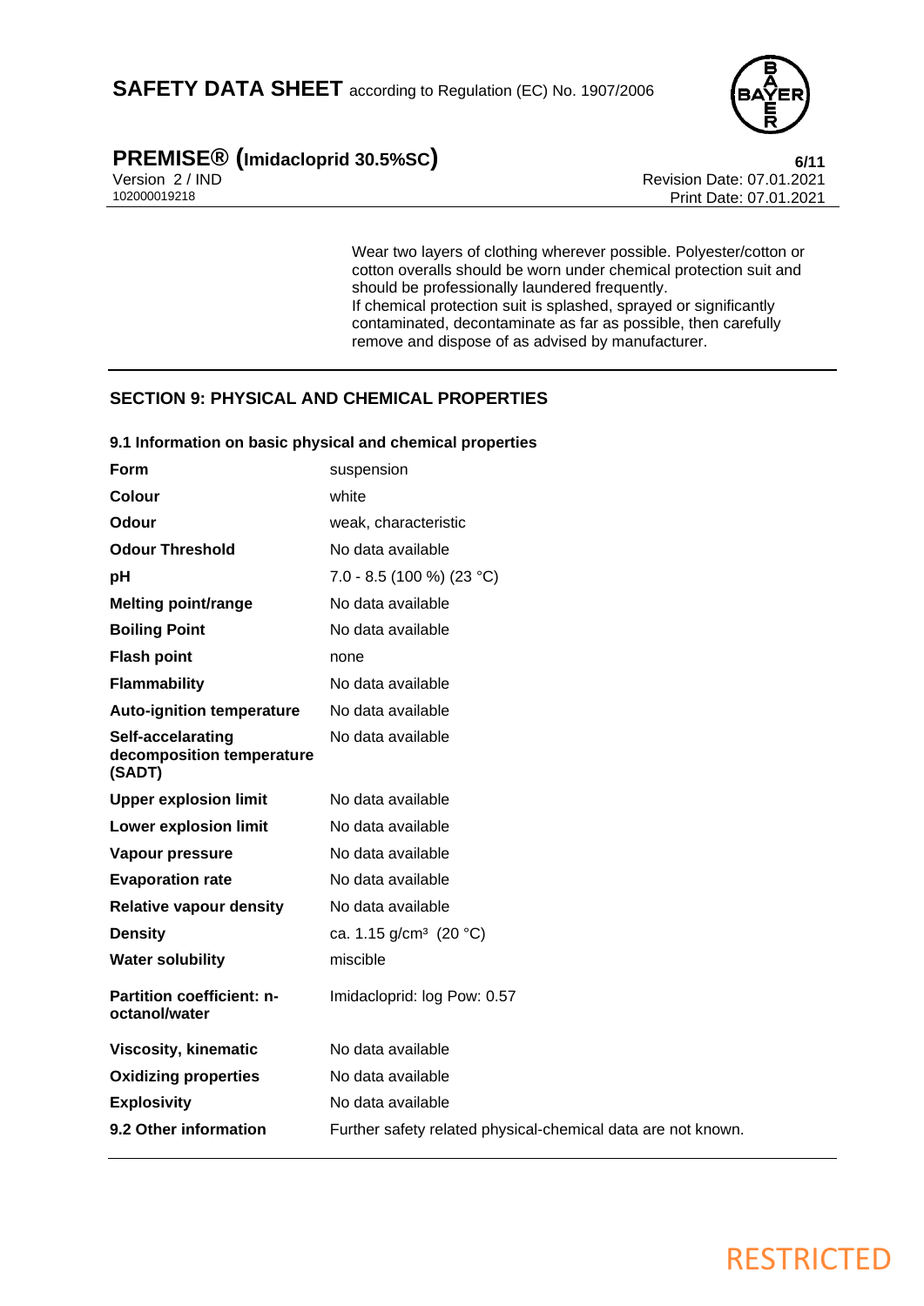Wear two layers of clothing wherever possible. Polyester/cotton or cotton overalls should be worn under chemical protection suit and should be professionally laundered frequently.
If chemical protection suit is splashed, sprayed or significantly contaminated, decontaminate as far as possible, then carefully remove and dispose of as advised by manufacturer.

## SECTION 9: PHYSICAL AND CHEMICAL PROPERTIES

### 9.1 Information on basic physical and chemical properties

| | |
|---|---|
| **Form** | suspension |
| **Colour** | white |
| **Odour** | weak, characteristic |
| **Odour Threshold** | No data available |
| **pH** | 7.0 - 8.5 (100 %) (23 °C) |
| **Melting point/range** | No data available |
| **Boiling Point** | No data available |
| **Flash point** | none |
| **Flammability** | No data available |
| **Auto-ignition temperature** | No data available |
| **Self-accelarating decomposition temperature (SADT)** | No data available |
| **Upper explosion limit** | No data available |
| **Lower explosion limit** | No data available |
| **Vapour pressure** | No data available |
| **Evaporation rate** | No data available |
| **Relative vapour density** | No data available |
| **Density** | ca. 1.15 g/cm³ (20 °C) |
| **Water solubility** | miscible |
| **Partition coefficient: n-octanol/water** | Imidacloprid: log Pow: 0.57 |
| **Viscosity, kinematic** | No data available |
| **Oxidizing properties** | No data available |
| **Explosivity** | No data available |
| **9.2 Other information** | Further safety related physical-chemical data are not known. |

RESTRICTED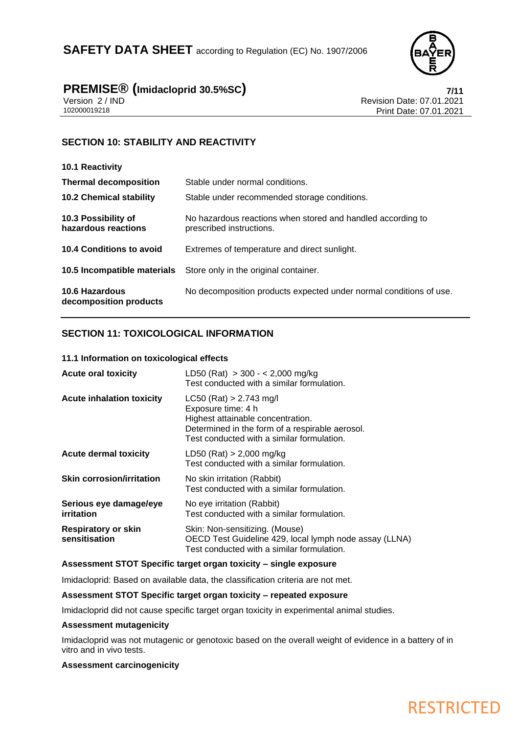## SECTION 10: STABILITY AND REACTIVITY

| | |
|---|---|
| **10.1 Reactivity** | |
| **Thermal decomposition** | Stable under normal conditions. |
| **10.2 Chemical stability** | Stable under recommended storage conditions. |
| **10.3 Possibility of hazardous reactions** | No hazardous reactions when stored and handled according to prescribed instructions. |
| **10.4 Conditions to avoid** | Extremes of temperature and direct sunlight. |
| **10.5 Incompatible materials** | Store only in the original container. |
| **10.6 Hazardous decomposition products** | No decomposition products expected under normal conditions of use. |

## SECTION 11: TOXICOLOGICAL INFORMATION

### 11.1 Information on toxicological effects

| | |
|---|---|
| **Acute oral toxicity** | LD50 (Rat) > 300 - < 2,000 mg/kg<br>Test conducted with a similar formulation. |
| **Acute inhalation toxicity** | LC50 (Rat) > 2.743 mg/l<br>Exposure time: 4 h<br>Highest attainable concentration.<br>Determined in the form of a respirable aerosol.<br>Test conducted with a similar formulation. |
| **Acute dermal toxicity** | LD50 (Rat) > 2,000 mg/kg<br>Test conducted with a similar formulation. |
| **Skin corrosion/irritation** | No skin irritation (Rabbit)<br>Test conducted with a similar formulation. |
| **Serious eye damage/eye irritation** | No eye irritation (Rabbit)<br>Test conducted with a similar formulation. |
| **Respiratory or skin sensitisation** | Skin: Non-sensitizing. (Mouse)<br>OECD Test Guideline 429, local lymph node assay (LLNA)<br>Test conducted with a similar formulation. |

**Assessment STOT Specific target organ toxicity – single exposure**

Imidacloprid: Based on available data, the classification criteria are not met.

**Assessment STOT Specific target organ toxicity – repeated exposure**

Imidacloprid did not cause specific target organ toxicity in experimental animal studies.

**Assessment mutagenicity**

Imidacloprid was not mutagenic or genotoxic based on the overall weight of evidence in a battery of in vitro and in vivo tests.

**Assessment carcinogenicity**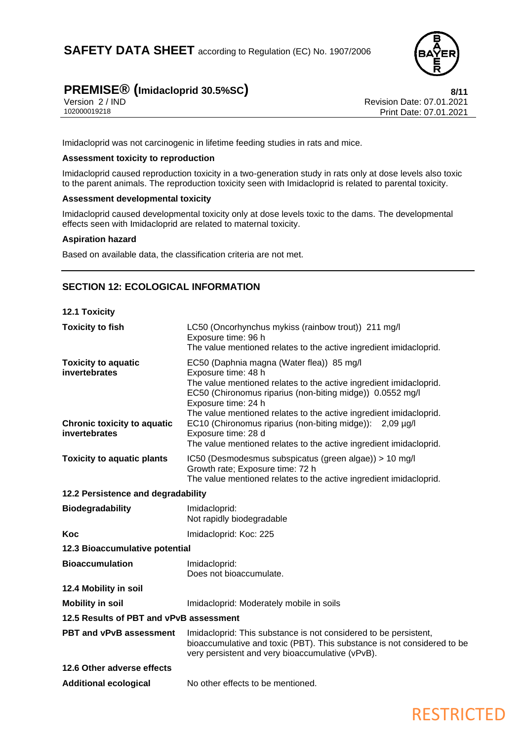Imidacloprid was not carcinogenic in lifetime feeding studies in rats and mice.

**Assessment toxicity to reproduction**

Imidacloprid caused reproduction toxicity in a two-generation study in rats only at dose levels also toxic to the parent animals. The reproduction toxicity seen with Imidacloprid is related to parental toxicity.

**Assessment developmental toxicity**

Imidacloprid caused developmental toxicity only at dose levels toxic to the dams. The developmental effects seen with Imidacloprid are related to maternal toxicity.

**Aspiration hazard**

Based on available data, the classification criteria are not met.

## SECTION 12: ECOLOGICAL INFORMATION

### 12.1 Toxicity

| | |
|---|---|
| **Toxicity to fish** | LC50 (Oncorhynchus mykiss (rainbow trout)) 211 mg/l<br>Exposure time: 96 h<br>The value mentioned relates to the active ingredient imidacloprid. |
| **Toxicity to aquatic invertebrates** | EC50 (Daphnia magna (Water flea)) 85 mg/l<br>Exposure time: 48 h<br>The value mentioned relates to the active ingredient imidacloprid.<br>EC50 (Chironomus riparius (non-biting midge)) 0.0552 mg/l<br>Exposure time: 24 h<br>The value mentioned relates to the active ingredient imidacloprid. |
| **Chronic toxicity to aquatic invertebrates** | EC10 (Chironomus riparius (non-biting midge)): 2,09 µg/l<br>Exposure time: 28 d<br>The value mentioned relates to the active ingredient imidacloprid. |
| **Toxicity to aquatic plants** | IC50 (Desmodesmus subspicatus (green algae)) > 10 mg/l<br>Growth rate; Exposure time: 72 h<br>The value mentioned relates to the active ingredient imidacloprid. |

### 12.2 Persistence and degradability

| | |
|---|---|
| **Biodegradability** | Imidacloprid:<br>Not rapidly biodegradable |
| **Koc** | Imidacloprid: Koc: 225 |

### 12.3 Bioaccumulative potential

| | |
|---|---|
| **Bioaccumulation** | Imidacloprid:<br>Does not bioaccumulate. |

### 12.4 Mobility in soil

| | |
|---|---|
| **Mobility in soil** | Imidacloprid: Moderately mobile in soils |

### 12.5 Results of PBT and vPvB assessment

| | |
|---|---|
| **PBT and vPvB assessment** | Imidacloprid: This substance is not considered to be persistent, bioaccumulative and toxic (PBT). This substance is not considered to be very persistent and very bioaccumulative (vPvB). |

### 12.6 Other adverse effects

| | |
|---|---|
| **Additional ecological** | No other effects to be mentioned. |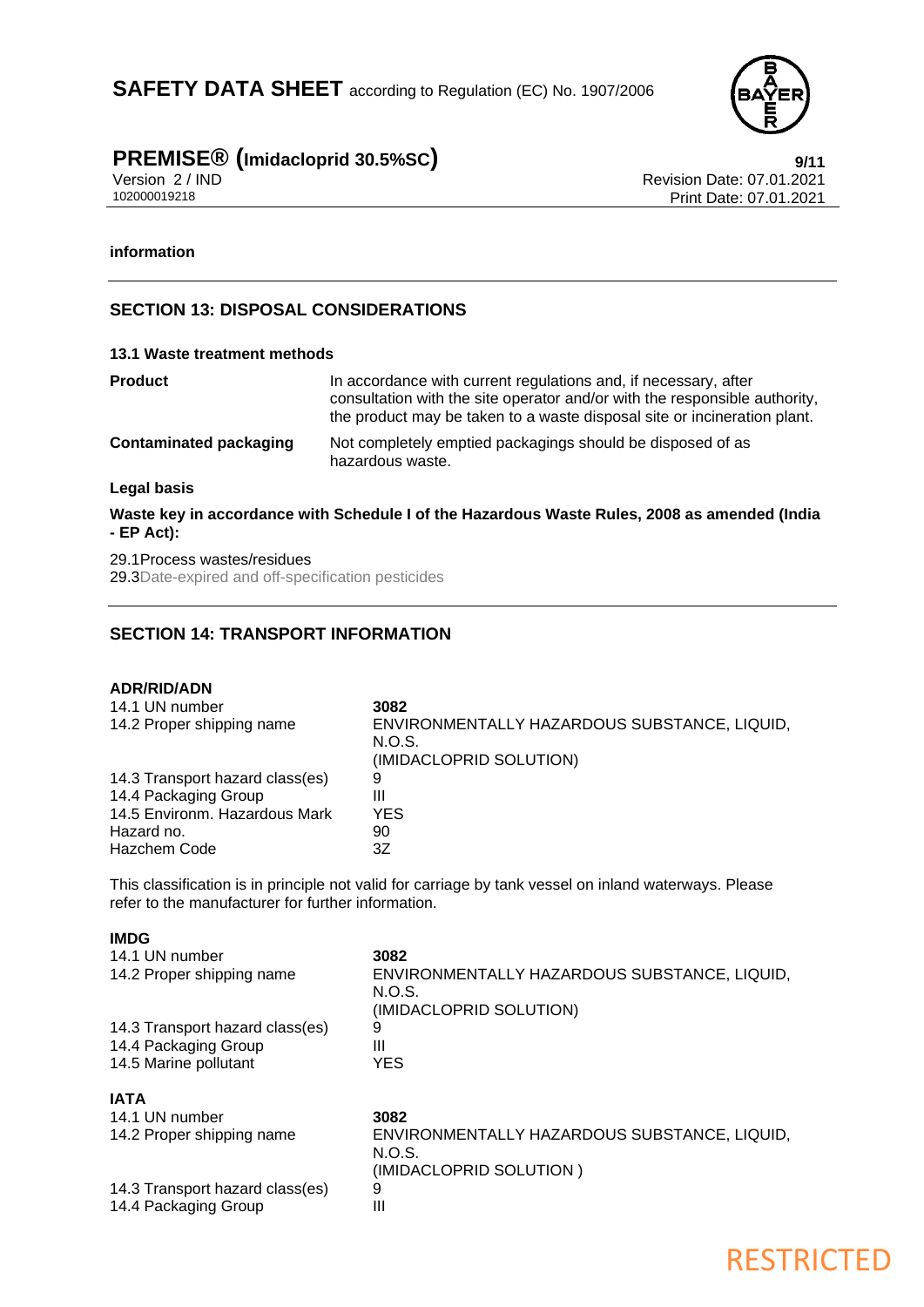**information**

## SECTION 13: DISPOSAL CONSIDERATIONS

### 13.1 Waste treatment methods

| | |
|---|---|
| **Product** | In accordance with current regulations and, if necessary, after consultation with the site operator and/or with the responsible authority, the product may be taken to a waste disposal site or incineration plant. |
| **Contaminated packaging** | Not completely emptied packagings should be disposed of as hazardous waste. |

**Legal basis**

**Waste key in accordance with Schedule I of the Hazardous Waste Rules, 2008 as amended (India - EP Act):**

29.1Process wastes/residues
29.3Date-expired and off-specification pesticides

## SECTION 14: TRANSPORT INFORMATION

**ADR/RID/ADN**

| | |
|---|---|
| 14.1 UN number | **3082** |
| 14.2 Proper shipping name | ENVIRONMENTALLY HAZARDOUS SUBSTANCE, LIQUID, N.O.S. (IMIDACLOPRID SOLUTION) |
| 14.3 Transport hazard class(es) | 9 |
| 14.4 Packaging Group | III |
| 14.5 Environm. Hazardous Mark | YES |
| Hazard no. | 90 |
| Hazchem Code | 3Z |

This classification is in principle not valid for carriage by tank vessel on inland waterways. Please refer to the manufacturer for further information.

**IMDG**

| | |
|---|---|
| 14.1 UN number | **3082** |
| 14.2 Proper shipping name | ENVIRONMENTALLY HAZARDOUS SUBSTANCE, LIQUID, N.O.S. (IMIDACLOPRID SOLUTION) |
| 14.3 Transport hazard class(es) | 9 |
| 14.4 Packaging Group | III |
| 14.5 Marine pollutant | YES |

**IATA**

| | |
|---|---|
| 14.1 UN number | **3082** |
| 14.2 Proper shipping name | ENVIRONMENTALLY HAZARDOUS SUBSTANCE, LIQUID, N.O.S. (IMIDACLOPRID SOLUTION ) |
| 14.3 Transport hazard class(es) | 9 |
| 14.4 Packaging Group | III |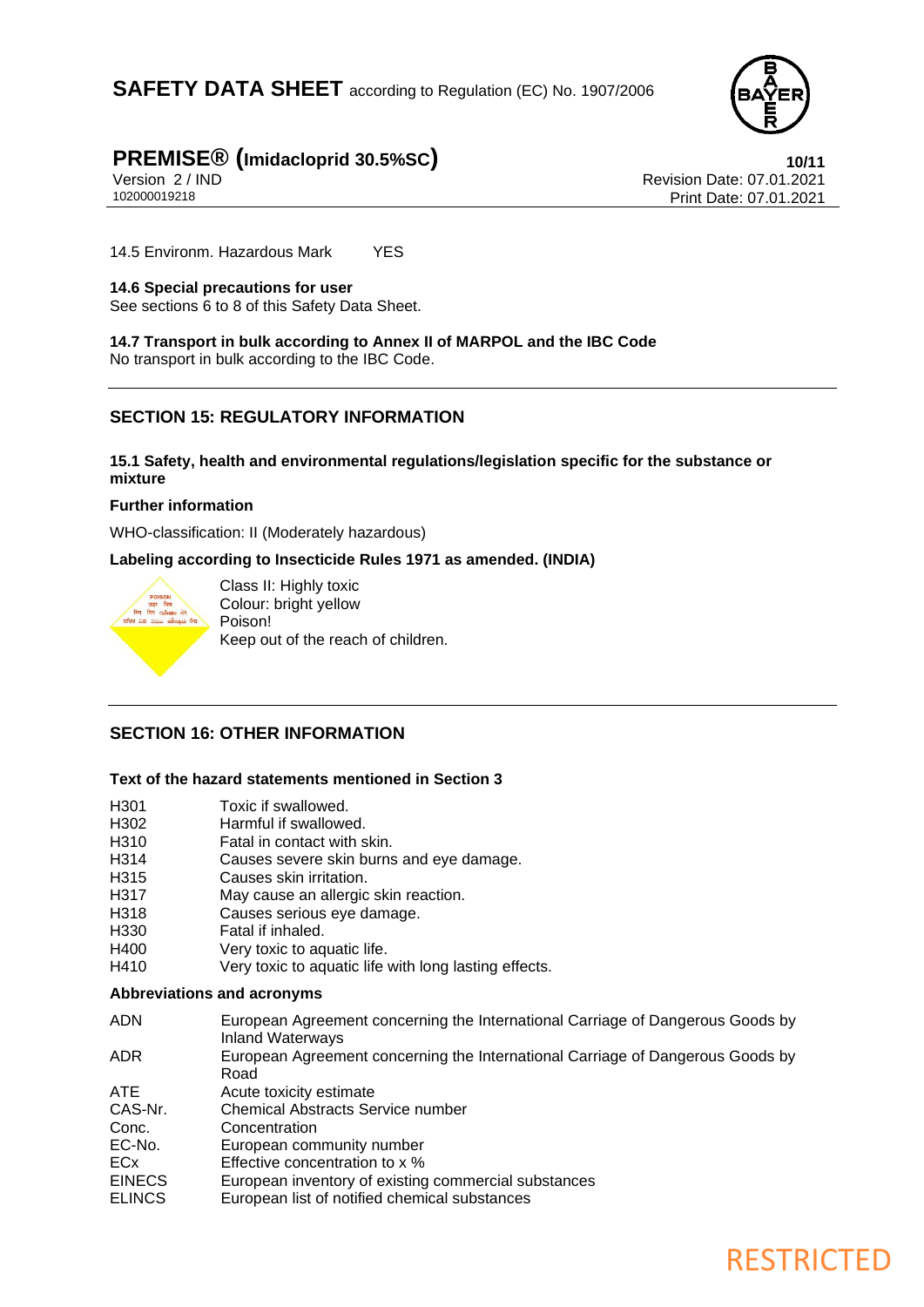14.5 Environm. Hazardous Mark YES

**14.6 Special precautions for user**
See sections 6 to 8 of this Safety Data Sheet.

**14.7 Transport in bulk according to Annex II of MARPOL and the IBC Code**
No transport in bulk according to the IBC Code.

## SECTION 15: REGULATORY INFORMATION

**15.1 Safety, health and environmental regulations/legislation specific for the substance or mixture**

**Further information**

WHO-classification: II (Moderately hazardous)

**Labeling according to Insecticide Rules 1971 as amended. (INDIA)**

Class II: Highly toxic
Colour: bright yellow
Poison!
Keep out of the reach of children.

## SECTION 16: OTHER INFORMATION

**Text of the hazard statements mentioned in Section 3**

| | |
|---|---|
| H301 | Toxic if swallowed. |
| H302 | Harmful if swallowed. |
| H310 | Fatal in contact with skin. |
| H314 | Causes severe skin burns and eye damage. |
| H315 | Causes skin irritation. |
| H317 | May cause an allergic skin reaction. |
| H318 | Causes serious eye damage. |
| H330 | Fatal if inhaled. |
| H400 | Very toxic to aquatic life. |
| H410 | Very toxic to aquatic life with long lasting effects. |

**Abbreviations and acronyms**

| | |
|---|---|
| ADN | European Agreement concerning the International Carriage of Dangerous Goods by Inland Waterways |
| ADR | European Agreement concerning the International Carriage of Dangerous Goods by Road |
| ATE | Acute toxicity estimate |
| CAS-Nr. | Chemical Abstracts Service number |
| Conc. | Concentration |
| EC-No. | European community number |
| ECx | Effective concentration to x % |
| EINECS | European inventory of existing commercial substances |
| ELINCS | European list of notified chemical substances |

RESTRICTED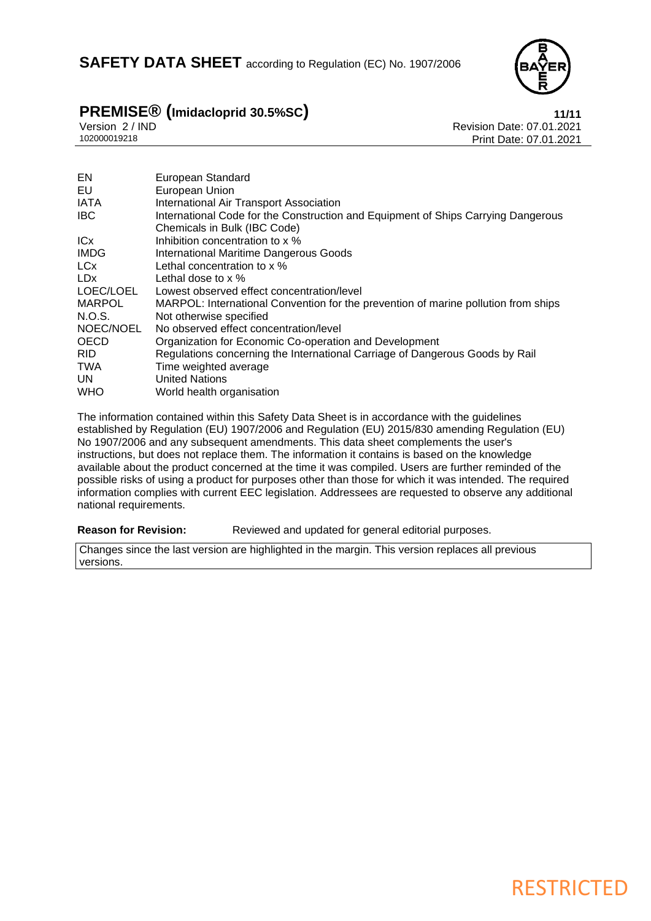| | |
|---|---|
| EN | European Standard |
| EU | European Union |
| IATA | International Air Transport Association |
| IBC | International Code for the Construction and Equipment of Ships Carrying Dangerous Chemicals in Bulk (IBC Code) |
| ICx | Inhibition concentration to x % |
| IMDG | International Maritime Dangerous Goods |
| LCx | Lethal concentration to x % |
| LDx | Lethal dose to x % |
| LOEC/LOEL | Lowest observed effect concentration/level |
| MARPOL | MARPOL: International Convention for the prevention of marine pollution from ships |
| N.O.S. | Not otherwise specified |
| NOEC/NOEL | No observed effect concentration/level |
| OECD | Organization for Economic Co-operation and Development |
| RID | Regulations concerning the International Carriage of Dangerous Goods by Rail |
| TWA | Time weighted average |
| UN | United Nations |
| WHO | World health organisation |

The information contained within this Safety Data Sheet is in accordance with the guidelines established by Regulation (EU) 1907/2006 and Regulation (EU) 2015/830 amending Regulation (EU) No 1907/2006 and any subsequent amendments. This data sheet complements the user's instructions, but does not replace them. The information it contains is based on the knowledge available about the product concerned at the time it was compiled. Users are further reminded of the possible risks of using a product for purposes other than those for which it was intended. The required information complies with current EEC legislation. Addressees are requested to observe any additional national requirements.

**Reason for Revision:** Reviewed and updated for general editorial purposes.

Changes since the last version are highlighted in the margin. This version replaces all previous versions.

RESTRICTED